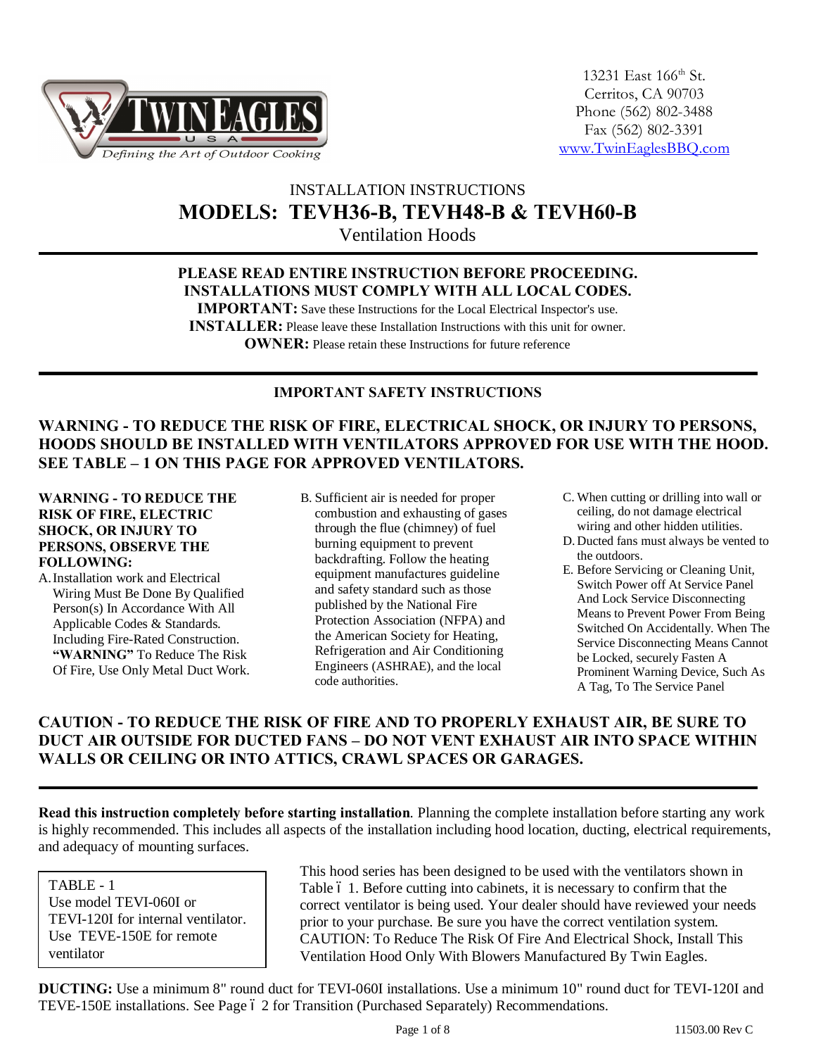13231 East 166th St.
Cerritos, CA 90703
Phone (562) 802-3488
Fax (562) 802-3391
www.TwinEaglesBBQ.com

# INSTALLATION INSTRUCTIONS
# MODELS: TEVH36-B, TEVH48-B & TEVH60-B
## Ventilation Hoods

**PLEASE READ ENTIRE INSTRUCTION BEFORE PROCEEDING.**
**INSTALLATIONS MUST COMPLY WITH ALL LOCAL CODES.**
**IMPORTANT:** Save these Instructions for the Local Electrical Inspector's use.
**INSTALLER:** Please leave these Installation Instructions with this unit for owner.
**OWNER:** Please retain these Instructions for future reference

## IMPORTANT SAFETY INSTRUCTIONS

**WARNING - TO REDUCE THE RISK OF FIRE, ELECTRICAL SHOCK, OR INJURY TO PERSONS, HOODS SHOULD BE INSTALLED WITH VENTILATORS APPROVED FOR USE WITH THE HOOD. SEE TABLE – 1 ON THIS PAGE FOR APPROVED VENTILATORS.**

**WARNING - TO REDUCE THE RISK OF FIRE, ELECTRIC SHOCK, OR INJURY TO PERSONS, OBSERVE THE FOLLOWING:**

A. Installation work and Electrical Wiring Must Be Done By Qualified Person(s) In Accordance With All Applicable Codes & Standards. Including Fire-Rated Construction. **"WARNING"** To Reduce The Risk Of Fire, Use Only Metal Duct Work.

B. Sufficient air is needed for proper combustion and exhausting of gases through the flue (chimney) of fuel burning equipment to prevent backdrafting. Follow the heating equipment manufactures guideline and safety standard such as those published by the National Fire Protection Association (NFPA) and the American Society for Heating, Refrigeration and Air Conditioning Engineers (ASHRAE), and the local code authorities.

C. When cutting or drilling into wall or ceiling, do not damage electrical wiring and other hidden utilities.

D. Ducted fans must always be vented to the outdoors.

E. Before Servicing or Cleaning Unit, Switch Power off At Service Panel And Lock Service Disconnecting Means to Prevent Power From Being Switched On Accidentally. When The Service Disconnecting Means Cannot be Locked, securely Fasten A Prominent Warning Device, Such As A Tag, To The Service Panel

**CAUTION - TO REDUCE THE RISK OF FIRE AND TO PROPERLY EXHAUST AIR, BE SURE TO DUCT AIR OUTSIDE FOR DUCTED FANS – DO NOT VENT EXHAUST AIR INTO SPACE WITHIN WALLS OR CEILING OR INTO ATTICS, CRAWL SPACES OR GARAGES.**

**Read this instruction completely before starting installation**. Planning the complete installation before starting any work is highly recommended. This includes all aspects of the installation including hood location, ducting, electrical requirements, and adequacy of mounting surfaces.

| TABLE - 1 |
|---|
| Use model TEVI-060I or TEVI-120I for internal ventilator. Use TEVE-150E for remote ventilator |

This hood series has been designed to be used with the ventilators shown in Table – 1. Before cutting into cabinets, it is necessary to confirm that the correct ventilator is being used. Your dealer should have reviewed your needs prior to your purchase. Be sure you have the correct ventilation system. CAUTION: To Reduce The Risk Of Fire And Electrical Shock, Install This Ventilation Hood Only With Blowers Manufactured By Twin Eagles.

**DUCTING:** Use a minimum 8" round duct for TEVI-060I installations. Use a minimum 10" round duct for TEVI-120I and TEVE-150E installations. See Page – 2 for Transition (Purchased Separately) Recommendations.

11503.00 Rev C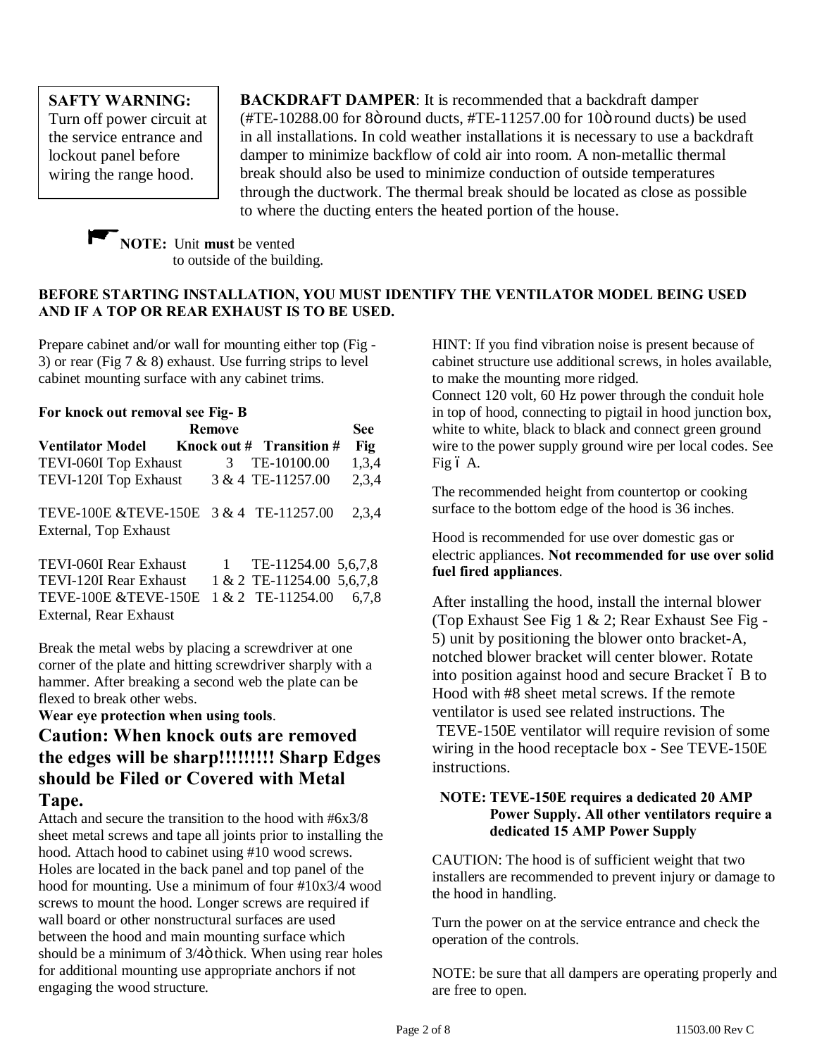**SAFTY WARNING:**
Turn off power circuit at the service entrance and lockout panel before wiring the range hood.

**BACKDRAFT DAMPER**: It is recommended that a backdraft damper (#TE-10288.00 for 8ö round ducts, #TE-11257.00 for 10ö round ducts) be used in all installations. In cold weather installations it is necessary to use a backdraft damper to minimize backflow of cold air into room. A non-metallic thermal break should also be used to minimize conduction of outside temperatures through the ductwork. The thermal break should be located as close as possible to where the ducting enters the heated portion of the house.

**NOTE:** Unit **must** be vented to outside of the building.

**BEFORE STARTING INSTALLATION, YOU MUST IDENTIFY THE VENTILATOR MODEL BEING USED AND IF A TOP OR REAR EXHAUST IS TO BE USED.**

Prepare cabinet and/or wall for mounting either top (Fig - 3) or rear (Fig 7 & 8) exhaust. Use furring strips to level cabinet mounting surface with any cabinet trims.

**For knock out removal see Fig- B**

| Ventilator Model | Remove Knock out # | Transition # | See Fig |
|---|---|---|---|
| TEVI-060I Top Exhaust | 3 | TE-10100.00 | 1,3,4 |
| TEVI-120I Top Exhaust | 3 & 4 | TE-11257.00 | 2,3,4 |
| TEVE-100E &TEVE-150E External, Top Exhaust | 3 & 4 | TE-11257.00 | 2,3,4 |
| TEVI-060I Rear Exhaust | 1 | TE-11254.00 | 5,6,7,8 |
| TEVI-120I Rear Exhaust | 1 & 2 | TE-11254.00 | 5,6,7,8 |
| TEVE-100E &TEVE-150E External, Rear Exhaust | 1 & 2 | TE-11254.00 | 6,7,8 |

Break the metal webs by placing a screwdriver at one corner of the plate and hitting screwdriver sharply with a hammer. After breaking a second web the plate can be flexed to break other webs.

**Wear eye protection when using tools**.

## Caution: When knock outs are removed the edges will be sharp!!!!!!!!! Sharp Edges should be Filed or Covered with Metal Tape.

Attach and secure the transition to the hood with #6x3/8 sheet metal screws and tape all joints prior to installing the hood. Attach hood to cabinet using #10 wood screws. Holes are located in the back panel and top panel of the hood for mounting. Use a minimum of four #10x3/4 wood screws to mount the hood. Longer screws are required if wall board or other nonstructural surfaces are used between the hood and main mounting surface which should be a minimum of 3/4ö thick. When using rear holes for additional mounting use appropriate anchors if not engaging the wood structure.

HINT: If you find vibration noise is present because of cabinet structure use additional screws, in holes available, to make the mounting more ridged.

Connect 120 volt, 60 Hz power through the conduit hole in top of hood, connecting to pigtail in hood junction box, white to white, black to black and connect green ground wire to the power supply ground wire per local codes. See Fig ó A.

The recommended height from countertop or cooking surface to the bottom edge of the hood is 36 inches.

Hood is recommended for use over domestic gas or electric appliances. **Not recommended for use over solid fuel fired appliances**.

After installing the hood, install the internal blower (Top Exhaust See Fig 1 & 2; Rear Exhaust See Fig - 5) unit by positioning the blower onto bracket-A, notched blower bracket will center blower. Rotate into position against hood and secure Bracket ó B to Hood with #8 sheet metal screws. If the remote ventilator is used see related instructions. The TEVE-150E ventilator will require revision of some wiring in the hood receptacle box - See TEVE-150E instructions.

**NOTE: TEVE-150E requires a dedicated 20 AMP Power Supply. All other ventilators require a dedicated 15 AMP Power Supply**

CAUTION: The hood is of sufficient weight that two installers are recommended to prevent injury or damage to the hood in handling.

Turn the power on at the service entrance and check the operation of the controls.

NOTE: be sure that all dampers are operating properly and are free to open.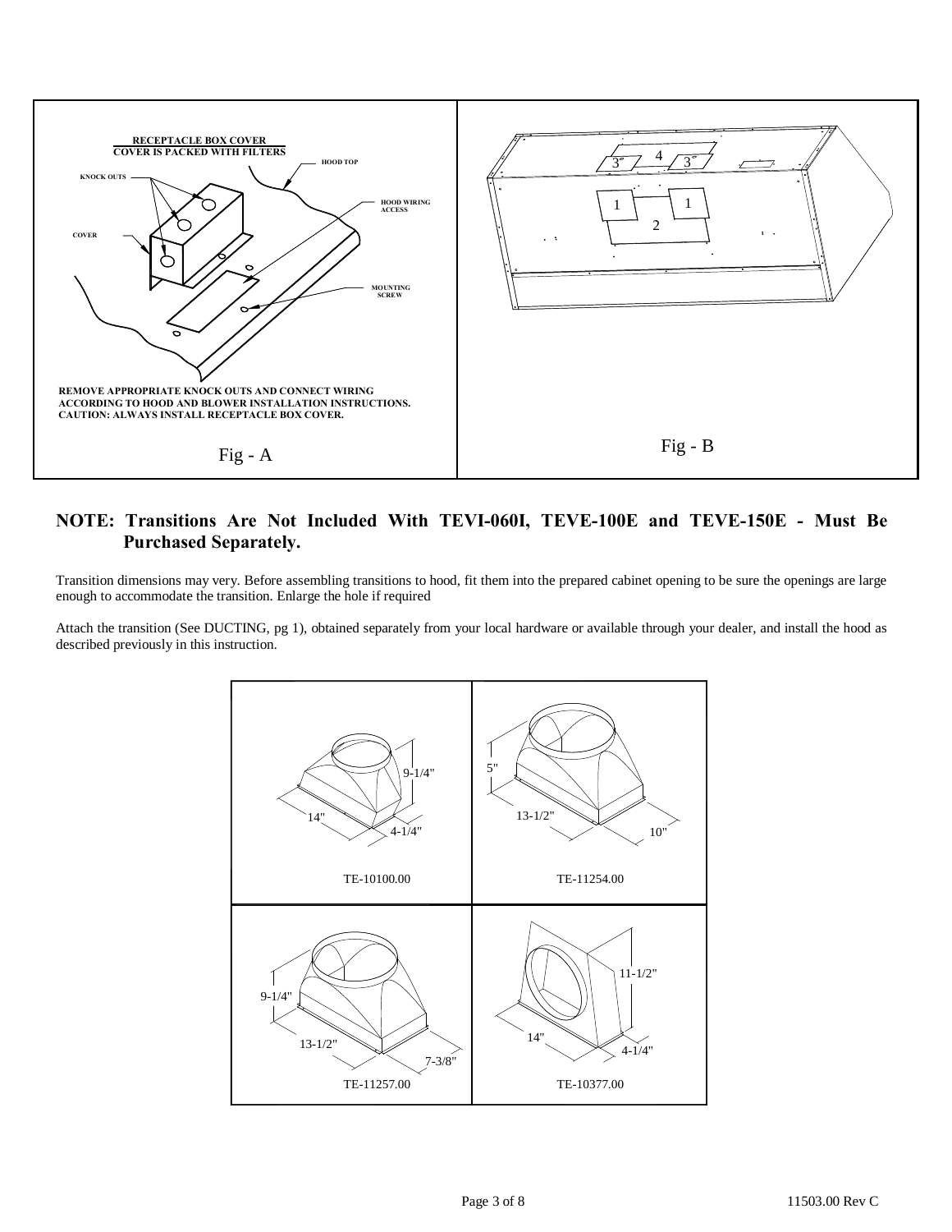RECEPTACLE BOX COVER
COVER IS PACKED WITH FILTERS

KNOCK OUTS

HOOD TOP

HOOD WIRING ACCESS

COVER

MOUNTING SCREW

REMOVE APPROPRIATE KNOCK OUTS AND CONNECT WIRING ACCORDING TO HOOD AND BLOWER INSTALLATION INSTRUCTIONS.
CAUTION: ALWAYS INSTALL RECEPTACLE BOX COVER.

Fig - A

Fig - B

## NOTE: Transitions Are Not Included With TEVI-060I, TEVE-100E and TEVE-150E - Must Be Purchased Separately.

Transition dimensions may very. Before assembling transitions to hood, fit them into the prepared cabinet opening to be sure the openings are large enough to accommodate the transition. Enlarge the hole if required

Attach the transition (See DUCTING, pg 1), obtained separately from your local hardware or available through your dealer, and install the hood as described previously in this instruction.

| | |
|---|---|
| 9-1/4", 14", 4-1/4" TE-10100.00 | 5", 13-1/2", 10" TE-11254.00 |
| 9-1/4", 13-1/2", 7-3/8" TE-11257.00 | 11-1/2", 14", 4-1/4" TE-10377.00 |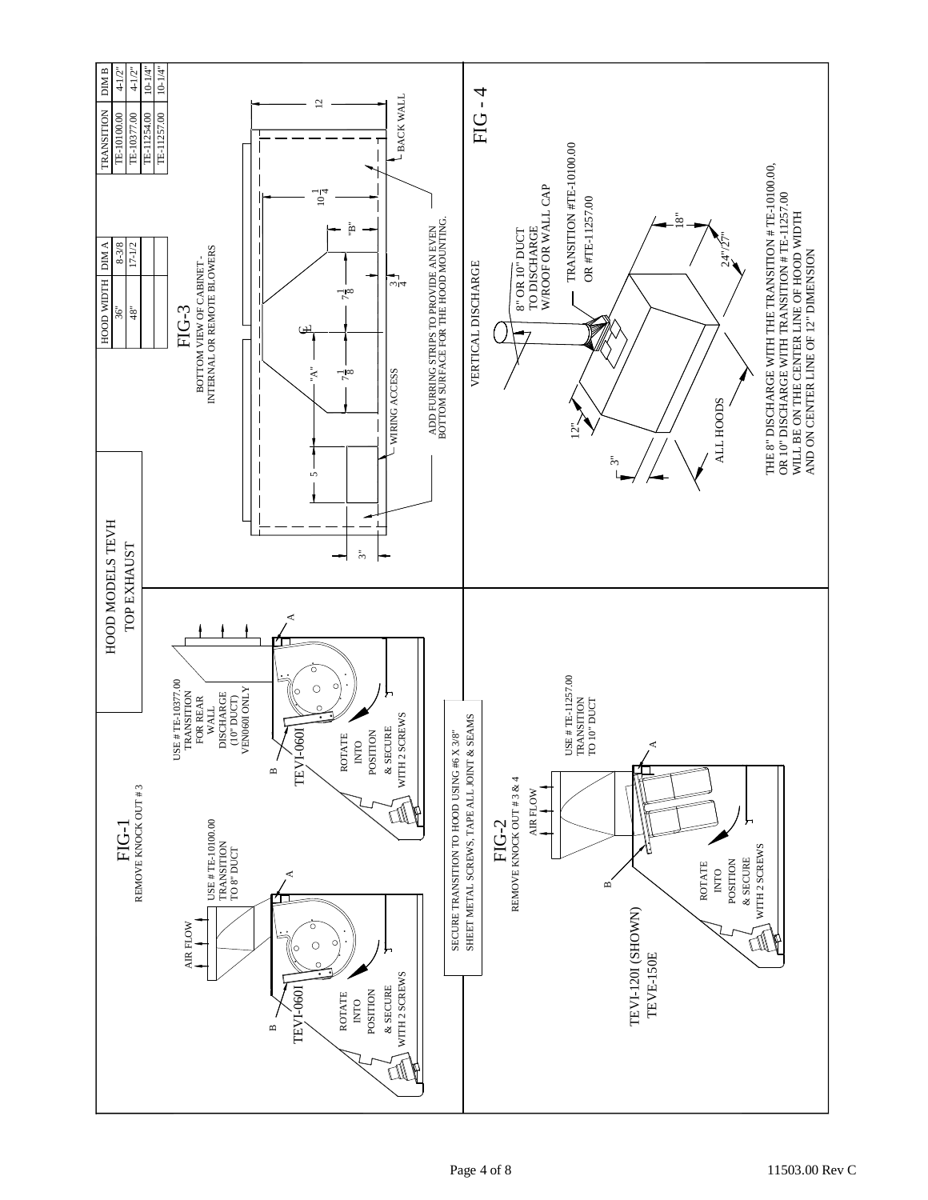# HOOD MODELS TEVH TOP EXHAUST

| HOOD WIDTH | DIM A |
|---|---|
| 36" | 8-3/8 |
| 48" | 17-1/2 |

| TRANSITION | DIM B |
|---|---|
| TE-10100.00 | 4-1/2" |
| TE-10377.00 | 4-1/2" |
| TE-11254.00 | 10-1/4" |
| TE-11257.00 | 10-1/4" |

## FIG-1

REMOVE KNOCK OUT # 3

AIR FLOW

USE # TE-10100.00 TRANSITION TO 8" DUCT

A

B

TEVI-060I

ROTATE INTO POSITION & SECURE WITH 2 SCREWS

USE # TE-10377.00 TRANSITION FOR REAR WALL DISCHARGE (10" DUCT) VEN060I ONLY

A

B

TEVI-060I

ROTATE INTO POSITION & SECURE WITH 2 SCREWS

SECURE TRANSITION TO HOOD USING #6 X 3/8" SHEET METAL SCREWS, TAPE ALL JOINT & SEAMS

## FIG-2

REMOVE KNOCK OUT # 3 & 4

AIR FLOW

USE # TE-11257.00 TRANSITION TO 10" DUCT

A

B

ROTATE INTO POSITION & SECURE WITH 2 SCREWS

TEVI-120I (SHOWN)
TEVE-150E

## FIG-3

BOTTOM VIEW OF CABINET - INTERNAL OR REMOTE BLOWERS

3"

5

"A"

$7\frac{1}{8}$

℄

$7\frac{1}{8}$

$3\frac{1}{4}$

"B"

$10\frac{1}{4}$

12

BACK WALL

WIRING ACCESS

ADD FURRING STRIPS TO PROVIDE AN EVEN BOTTOM SURFACE FOR THE HOOD MOUNTING.

## FIG - 4

VERTICAL DISCHARGE

8" OR 10" DUCT TO DISCHARGE W/ROOF OR WALL CAP

TRANSITION #TE-10100.00 OR #TE-11257.00

18"

24"/27"

12"

3"

ALL HOODS

THE 8" DISCHARGE WITH THE TRANSITION # TE-10100.00, OR 10" DISCHARGE WITH TRANSITION # TE-11257.00 WILL BE ON THE CENTER LINE OF HOOD WIDTH AND ON CENTER LINE OF 12" DIMENSION

11503.00 Rev C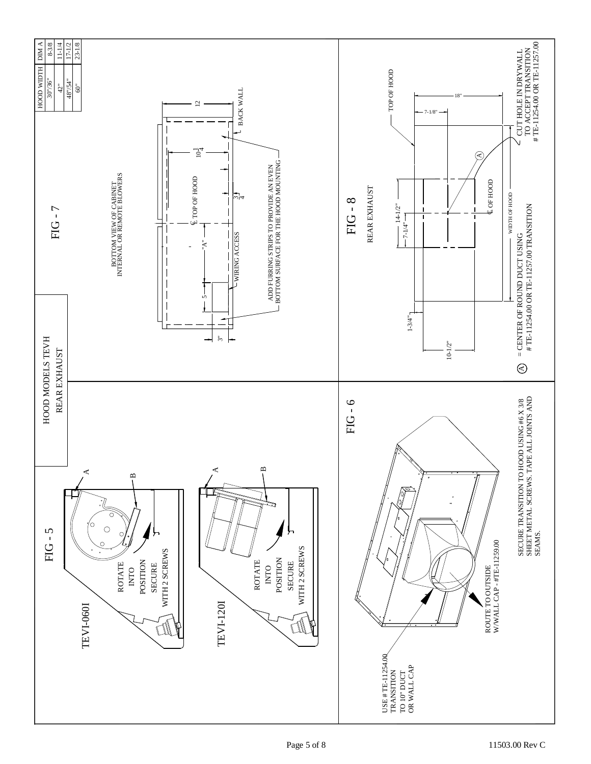# HOOD MODELS TEVH REAR EXHAUST

## FIG - 5

**TEVI-060I**

ROTATE INTO POSITION SECURE WITH 2 SCREWS

A

B

**TEVI-120I**

ROTATE INTO POSITION SECURE WITH 2 SCREWS

A

B

## FIG - 7

BOTTOM VIEW OF CABINET INTERNAL OR REMOTE BLOWERS

| HOOD WIDTH | DIM A |
|---|---|
| 30"/36" | 8-3/8 |
| 42" | 11-1/4 |
| 48"/54" | 17-1/2 |
| 60" | 23-1/8 |

12

BACK WALL

$10\frac{1}{4}$

℄ TOP OF HOOD

$3\frac{1}{4}$

"A"

5

3"

WIRING ACCESS

ADD FURRING STRIPS TO PROVIDE AN EVEN BOTTOM SURFACE FOR THE HOOD MOUNTING

## FIG - 6

USE # TE-11254.00 TRANSITION TO 10" DUCT OR WALL CAP

ROUTE TO OUTSIDE W/WALL CAP - #TE-11259.00

SECURE TRANSITION TO HOOD USING #6 X 3/8 SHEET METAL SCREWS. TAPE ALL JOINTS AND SEAMS.

## FIG - 8

REAR EXHAUST

TOP OF HOOD

18"

7-1/8"

14-1/2"

7-1/4"

℄ OF HOOD

WIDTH OF HOOD

1-3/4"

10-1/2"

CUT HOLE IN DRYWALL TO ACCEPT TRANSITION # TE-11254.00 OR TE-11257.00

Ⓐ = CENTER OF ROUND DUCT USING # TE-11254.00 OR TE-11257.00 TRANSITION

11503.00 Rev C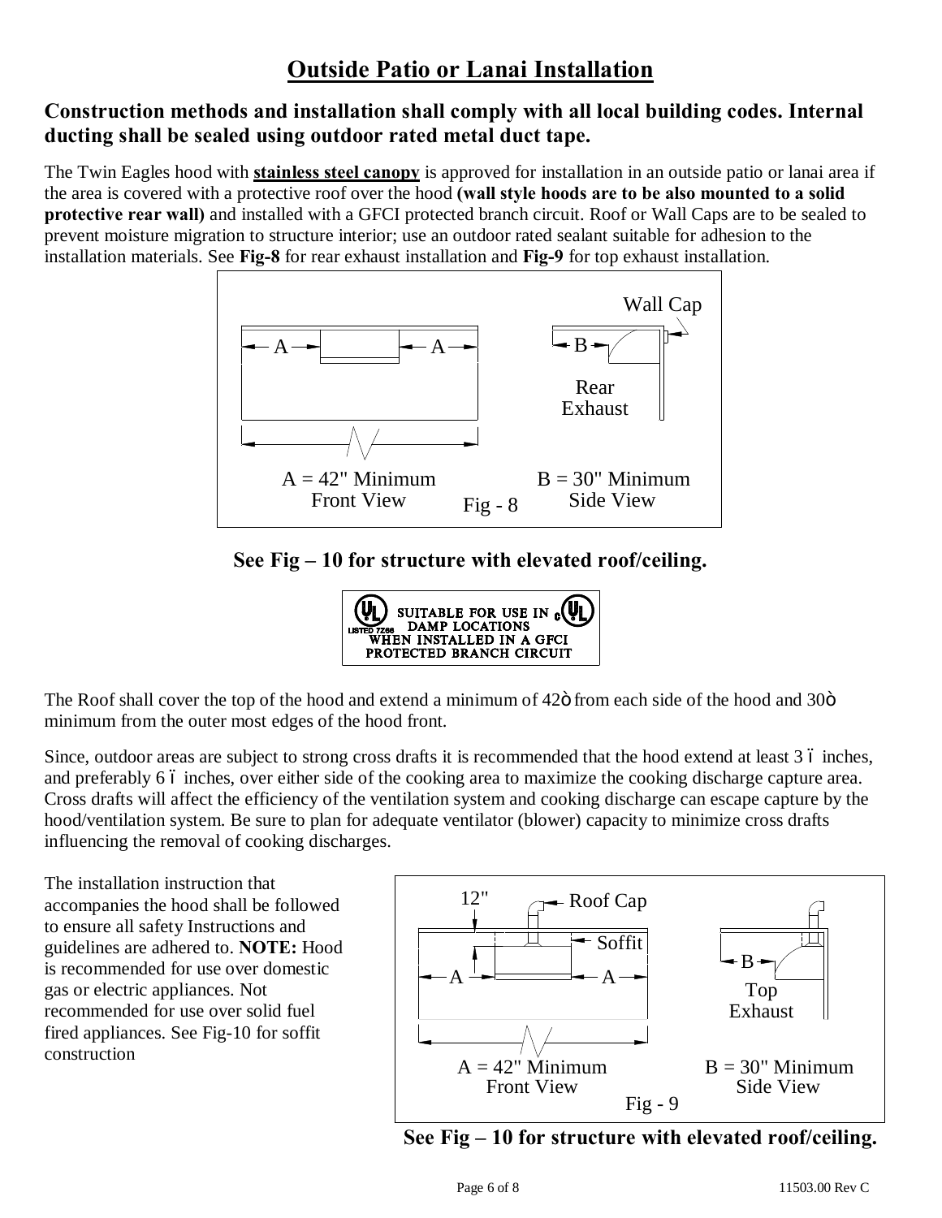# Outside Patio or Lanai Installation

**Construction methods and installation shall comply with all local building codes. Internal ducting shall be sealed using outdoor rated metal duct tape.**

The Twin Eagles hood with **stainless steel canopy** is approved for installation in an outside patio or lanai area if the area is covered with a protective roof over the hood **(wall style hoods are to be also mounted to a solid protective rear wall)** and installed with a GFCI protected branch circuit. Roof or Wall Caps are to be sealed to prevent moisture migration to structure interior; use an outdoor rated sealant suitable for adhesion to the installation materials. See **Fig-8** for rear exhaust installation and **Fig-9** for top exhaust installation.

Wall Cap

A = 42" Minimum
Front View

B = 30" Minimum
Side View

Rear Exhaust

Fig - 8

**See Fig – 10 for structure with elevated roof/ceiling.**

SUITABLE FOR USE IN DAMP LOCATIONS WHEN INSTALLED IN A GFCI PROTECTED BRANCH CIRCUIT

The Roof shall cover the top of the hood and extend a minimum of 42ö from each side of the hood and 30ö minimum from the outer most edges of the hood front.

Since, outdoor areas are subject to strong cross drafts it is recommended that the hood extend at least 3 ó inches, and preferably 6 ó inches, over either side of the cooking area to maximize the cooking discharge capture area. Cross drafts will affect the efficiency of the ventilation system and cooking discharge can escape capture by the hood/ventilation system. Be sure to plan for adequate ventilator (blower) capacity to minimize cross drafts influencing the removal of cooking discharges.

The installation instruction that accompanies the hood shall be followed to ensure all safety Instructions and guidelines are adhered to. **NOTE:** Hood is recommended for use over domestic gas or electric appliances. Not recommended for use over solid fuel fired appliances. See Fig-10 for soffit construction

12"

Roof Cap

Soffit

A = 42" Minimum
Front View

B = 30" Minimum
Side View

Top Exhaust

Fig - 9

**See Fig – 10 for structure with elevated roof/ceiling.**

11503.00 Rev C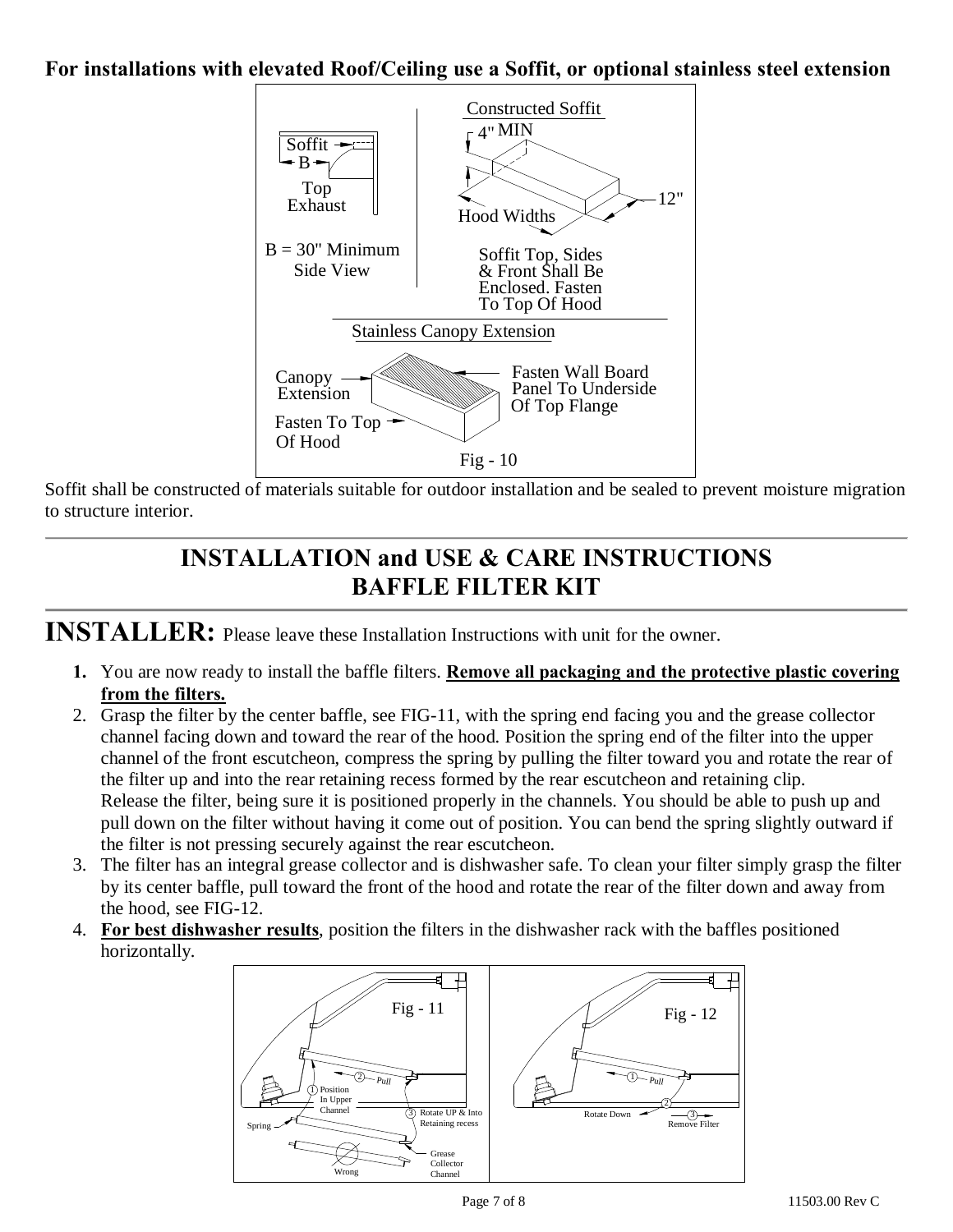**For installations with elevated Roof/Ceiling use a Soffit, or optional stainless steel extension**

Soffit B Top Exhaust

B = 30" Minimum
Side View

Constructed Soffit
4" MIN
12"
Hood Widths

Soffit Top, Sides & Front Shall Be Enclosed. Fasten To Top Of Hood

Stainless Canopy Extension

Canopy Extension
Fasten To Top Of Hood
Fasten Wall Board Panel To Underside Of Top Flange

Fig - 10

Soffit shall be constructed of materials suitable for outdoor installation and be sealed to prevent moisture migration to structure interior.

## INSTALLATION and USE & CARE INSTRUCTIONS
## BAFFLE FILTER KIT

**INSTALLER:** Please leave these Installation Instructions with unit for the owner.

1. You are now ready to install the baffle filters. **Remove all packaging and the protective plastic covering from the filters.**
2. Grasp the filter by the center baffle, see FIG-11, with the spring end facing you and the grease collector channel facing down and toward the rear of the hood. Position the spring end of the filter into the upper channel of the front escutcheon, compress the spring by pulling the filter toward you and rotate the rear of the filter up and into the rear retaining recess formed by the rear escutcheon and retaining clip.
   Release the filter, being sure it is positioned properly in the channels. You should be able to push up and pull down on the filter without having it come out of position. You can bend the spring slightly outward if the filter is not pressing securely against the rear escutcheon.
3. The filter has an integral grease collector and is dishwasher safe. To clean your filter simply grasp the filter by its center baffle, pull toward the front of the hood and rotate the rear of the filter down and away from the hood, see FIG-12.
4. **For best dishwasher results**, position the filters in the dishwasher rack with the baffles positioned horizontally.

Fig - 11: 1 Position In Upper Channel; 2 Pull; 3 Rotate UP & Into Retaining recess; Spring; Grease Collector Channel; Wrong

Fig - 12: 1 Pull; 2 Rotate Down; 3 Remove Filter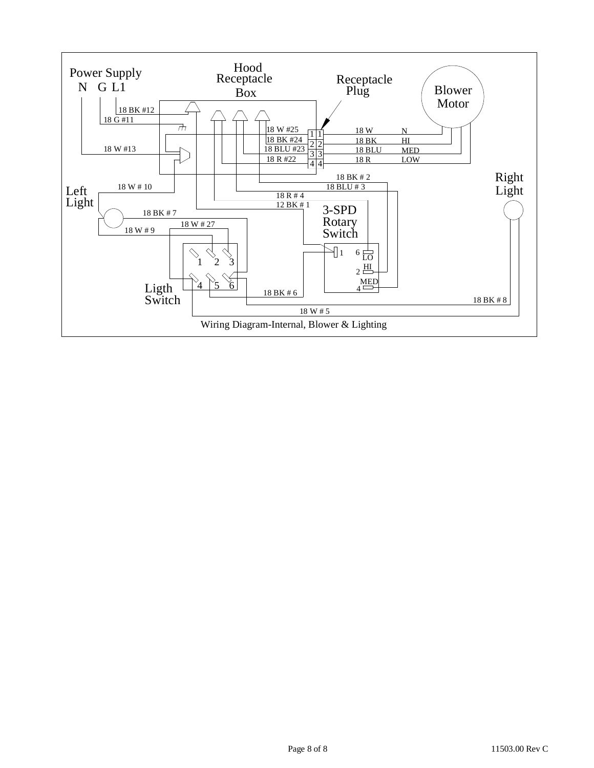Power Supply
N G L1

Hood
Receptacle
Box

Receptacle
Plug

Blower
Motor

18 BK #12
18 G #11
18 W #13

18 W #25
18 BK #24
18 BLU #23
18 R #22

1 1
2 2
3 3
4 4

18 W N
18 BK HI
18 BLU MED
18 R LOW

18 BK # 2
18 BLU # 3
18 R # 4
12 BK # 1

Left
Light

Right
Light

18 W # 10
18 BK # 7
18 W # 27
18 W # 9

3-SPD
Rotary
Switch

1
6 LO
HI
2
MED
4

1 2 3
4 5 6

Ligth
Switch

18 BK # 6
18 BK # 8
18 W # 5

Wiring Diagram-Internal, Blower & Lighting

11503.00 Rev C